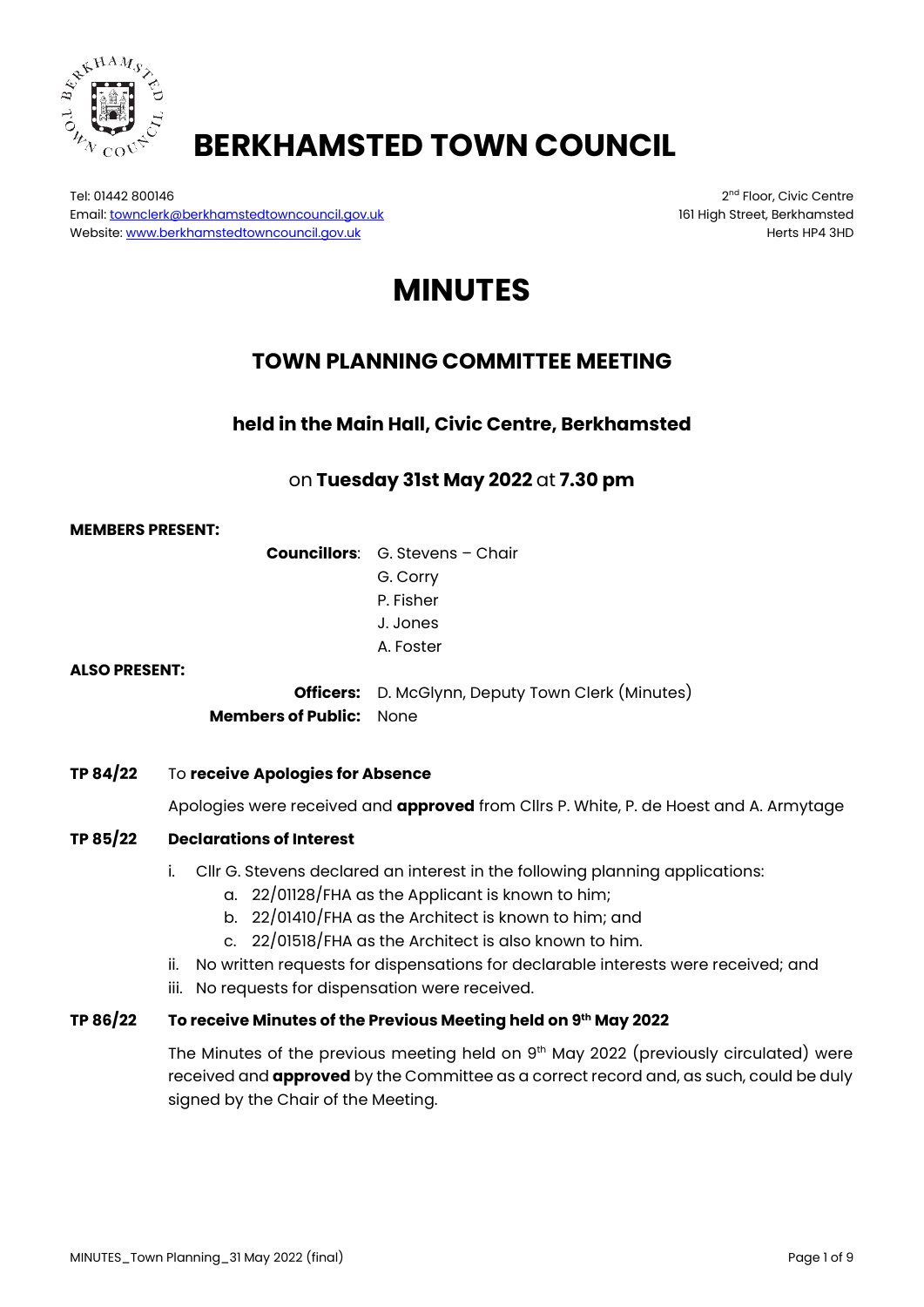# BERKHAMSTED TOWN COUNCIL

Tel: 01442 800146
Email: townclerk@berkhamstedtowncouncil.gov.uk
Website: www.berkhamstedtowncouncil.gov.uk

2nd Floor, Civic Centre
161 High Street, Berkhamsted
Herts HP4 3HD

# MINUTES

## TOWN PLANNING COMMITTEE MEETING

### held in the Main Hall, Civic Centre, Berkhamsted

on **Tuesday 31st May 2022** at **7.30 pm**

**MEMBERS PRESENT:**

**Councillors**: G. Stevens – Chair
G. Corry
P. Fisher
J. Jones
A. Foster

**ALSO PRESENT:**

**Officers:** D. McGlynn, Deputy Town Clerk (Minutes)
**Members of Public:** None

**TP 84/22** To **receive Apologies for Absence**

Apologies were received and **approved** from Cllrs P. White, P. de Hoest and A. Armytage

**TP 85/22** **Declarations of Interest**

i. Cllr G. Stevens declared an interest in the following planning applications:
   a. 22/01128/FHA as the Applicant is known to him;
   b. 22/01410/FHA as the Architect is known to him; and
   c. 22/01518/FHA as the Architect is also known to him.
ii. No written requests for dispensations for declarable interests were received; and
iii. No requests for dispensation were received.

**TP 86/22** **To receive Minutes of the Previous Meeting held on 9th May 2022**

The Minutes of the previous meeting held on 9th May 2022 (previously circulated) were received and **approved** by the Committee as a correct record and, as such, could be duly signed by the Chair of the Meeting.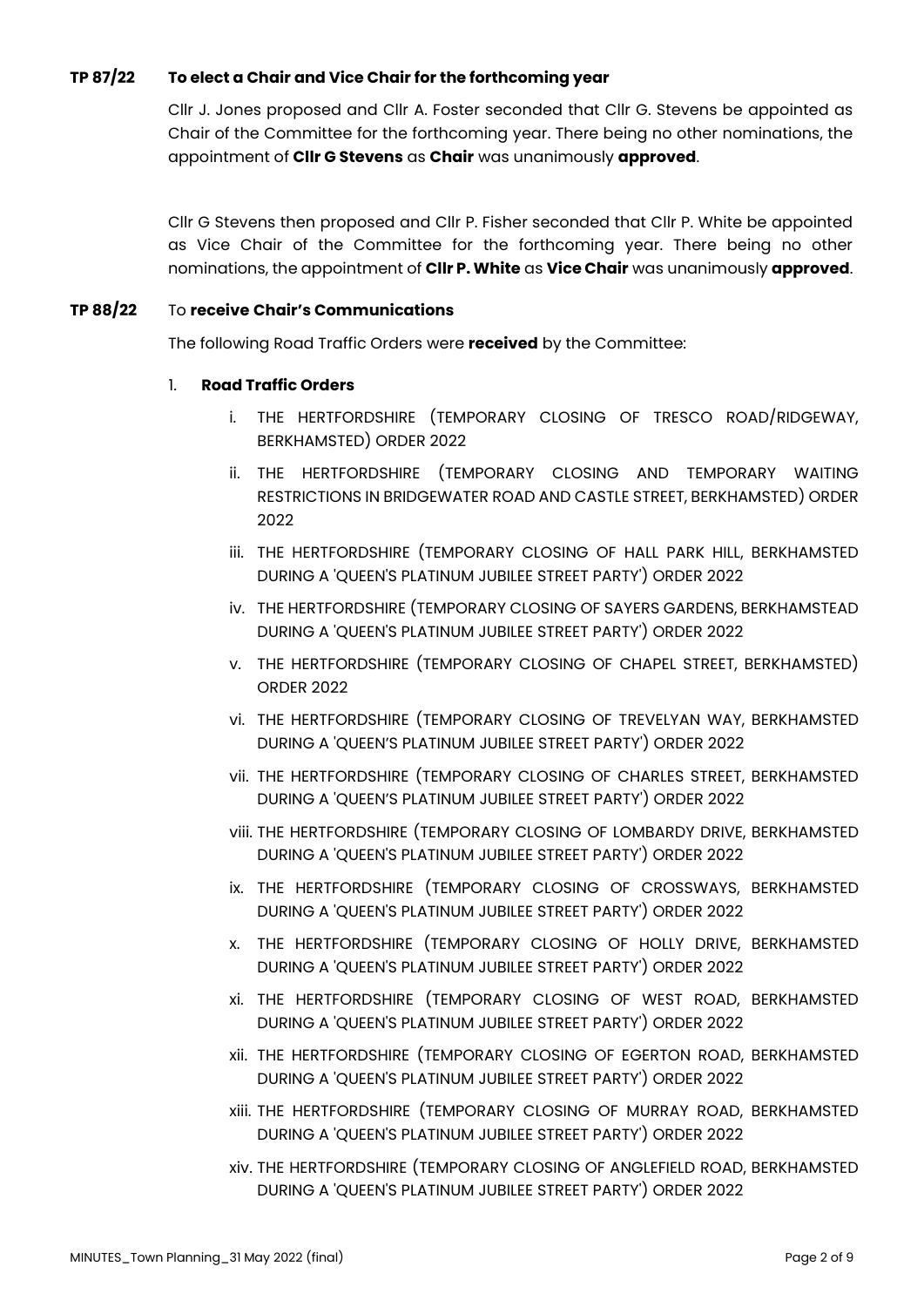### TP 87/22 To elect a Chair and Vice Chair for the forthcoming year

Cllr J. Jones proposed and Cllr A. Foster seconded that Cllr G. Stevens be appointed as Chair of the Committee for the forthcoming year. There being no other nominations, the appointment of **Cllr G Stevens** as **Chair** was unanimously **approved**.

Cllr G Stevens then proposed and Cllr P. Fisher seconded that Cllr P. White be appointed as Vice Chair of the Committee for the forthcoming year. There being no other nominations, the appointment of **Cllr P. White** as **Vice Chair** was unanimously **approved**.

### TP 88/22 To receive Chair's Communications

The following Road Traffic Orders were **received** by the Committee:

1. **Road Traffic Orders**

   i. THE HERTFORDSHIRE (TEMPORARY CLOSING OF TRESCO ROAD/RIDGEWAY, BERKHAMSTED) ORDER 2022

   ii. THE HERTFORDSHIRE (TEMPORARY CLOSING AND TEMPORARY WAITING RESTRICTIONS IN BRIDGEWATER ROAD AND CASTLE STREET, BERKHAMSTED) ORDER 2022

   iii. THE HERTFORDSHIRE (TEMPORARY CLOSING OF HALL PARK HILL, BERKHAMSTED DURING A 'QUEEN'S PLATINUM JUBILEE STREET PARTY') ORDER 2022

   iv. THE HERTFORDSHIRE (TEMPORARY CLOSING OF SAYERS GARDENS, BERKHAMSTEAD DURING A 'QUEEN'S PLATINUM JUBILEE STREET PARTY') ORDER 2022

   v. THE HERTFORDSHIRE (TEMPORARY CLOSING OF CHAPEL STREET, BERKHAMSTED) ORDER 2022

   vi. THE HERTFORDSHIRE (TEMPORARY CLOSING OF TREVELYAN WAY, BERKHAMSTED DURING A 'QUEEN'S PLATINUM JUBILEE STREET PARTY') ORDER 2022

   vii. THE HERTFORDSHIRE (TEMPORARY CLOSING OF CHARLES STREET, BERKHAMSTED DURING A 'QUEEN'S PLATINUM JUBILEE STREET PARTY') ORDER 2022

   viii. THE HERTFORDSHIRE (TEMPORARY CLOSING OF LOMBARDY DRIVE, BERKHAMSTED DURING A 'QUEEN'S PLATINUM JUBILEE STREET PARTY') ORDER 2022

   ix. THE HERTFORDSHIRE (TEMPORARY CLOSING OF CROSSWAYS, BERKHAMSTED DURING A 'QUEEN'S PLATINUM JUBILEE STREET PARTY') ORDER 2022

   x. THE HERTFORDSHIRE (TEMPORARY CLOSING OF HOLLY DRIVE, BERKHAMSTED DURING A 'QUEEN'S PLATINUM JUBILEE STREET PARTY') ORDER 2022

   xi. THE HERTFORDSHIRE (TEMPORARY CLOSING OF WEST ROAD, BERKHAMSTED DURING A 'QUEEN'S PLATINUM JUBILEE STREET PARTY') ORDER 2022

   xii. THE HERTFORDSHIRE (TEMPORARY CLOSING OF EGERTON ROAD, BERKHAMSTED DURING A 'QUEEN'S PLATINUM JUBILEE STREET PARTY') ORDER 2022

   xiii. THE HERTFORDSHIRE (TEMPORARY CLOSING OF MURRAY ROAD, BERKHAMSTED DURING A 'QUEEN'S PLATINUM JUBILEE STREET PARTY') ORDER 2022

   xiv. THE HERTFORDSHIRE (TEMPORARY CLOSING OF ANGLEFIELD ROAD, BERKHAMSTED DURING A 'QUEEN'S PLATINUM JUBILEE STREET PARTY') ORDER 2022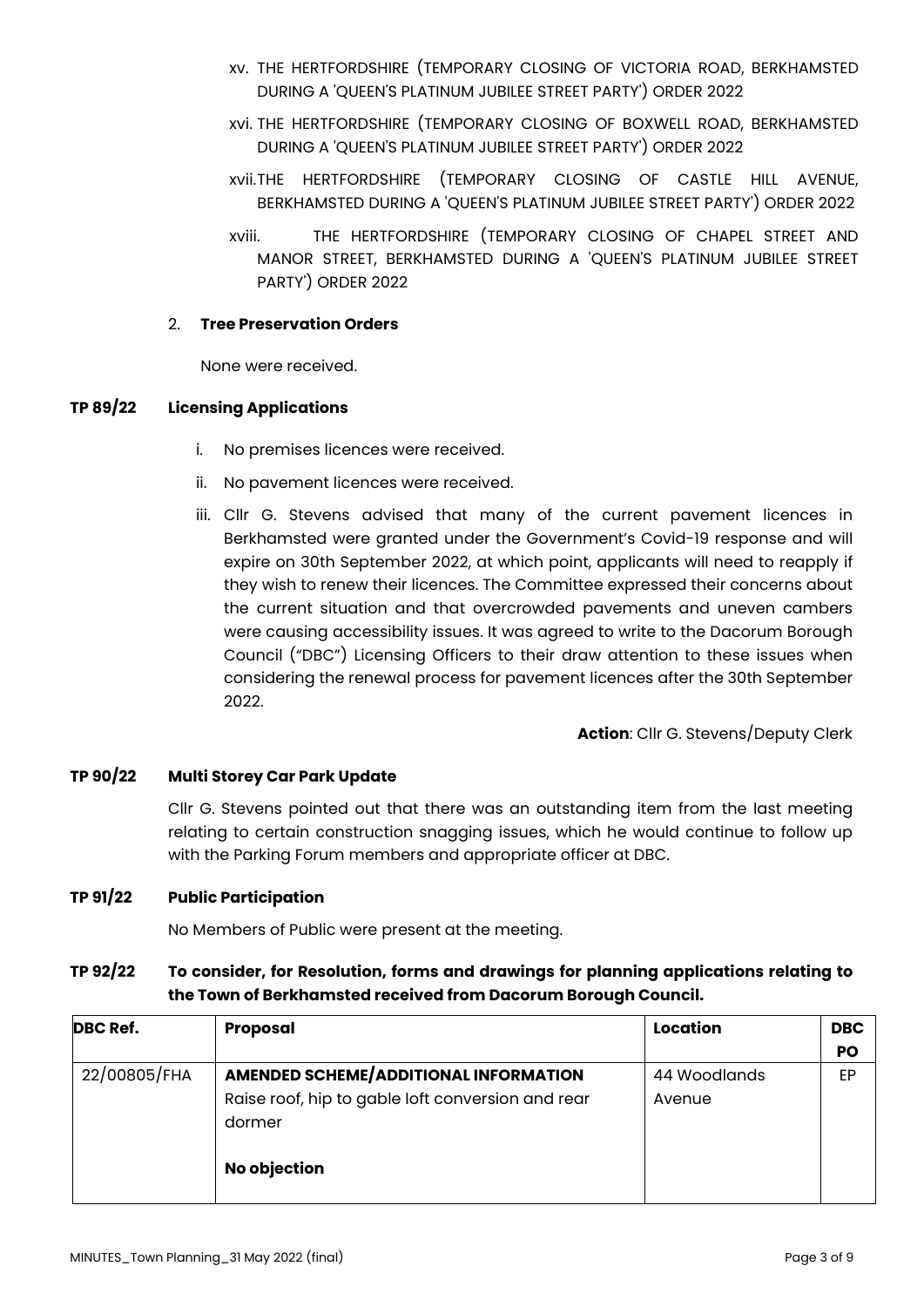xv. THE HERTFORDSHIRE (TEMPORARY CLOSING OF VICTORIA ROAD, BERKHAMSTED DURING A 'QUEEN'S PLATINUM JUBILEE STREET PARTY') ORDER 2022

xvi. THE HERTFORDSHIRE (TEMPORARY CLOSING OF BOXWELL ROAD, BERKHAMSTED DURING A 'QUEEN'S PLATINUM JUBILEE STREET PARTY') ORDER 2022

xvii. THE HERTFORDSHIRE (TEMPORARY CLOSING OF CASTLE HILL AVENUE, BERKHAMSTED DURING A 'QUEEN'S PLATINUM JUBILEE STREET PARTY') ORDER 2022

xviii. THE HERTFORDSHIRE (TEMPORARY CLOSING OF CHAPEL STREET AND MANOR STREET, BERKHAMSTED DURING A 'QUEEN'S PLATINUM JUBILEE STREET PARTY') ORDER 2022

2. **Tree Preservation Orders**

None were received.

**TP 89/22 Licensing Applications**

i. No premises licences were received.
ii. No pavement licences were received.
iii. Cllr G. Stevens advised that many of the current pavement licences in Berkhamsted were granted under the Government's Covid-19 response and will expire on 30th September 2022, at which point, applicants will need to reapply if they wish to renew their licences. The Committee expressed their concerns about the current situation and that overcrowded pavements and uneven cambers were causing accessibility issues. It was agreed to write to the Dacorum Borough Council ("DBC") Licensing Officers to their draw attention to these issues when considering the renewal process for pavement licences after the 30th September 2022.

**Action**: Cllr G. Stevens/Deputy Clerk

**TP 90/22 Multi Storey Car Park Update**

Cllr G. Stevens pointed out that there was an outstanding item from the last meeting relating to certain construction snagging issues, which he would continue to follow up with the Parking Forum members and appropriate officer at DBC.

**TP 91/22 Public Participation**

No Members of Public were present at the meeting.

**TP 92/22 To consider, for Resolution, forms and drawings for planning applications relating to the Town of Berkhamsted received from Dacorum Borough Council.**

| DBC Ref. | Proposal | Location | DBC PO |
|---|---|---|---|
| 22/00805/FHA | **AMENDED SCHEME/ADDITIONAL INFORMATION** Raise roof, hip to gable loft conversion and rear dormer<br><br>**No objection** | 44 Woodlands Avenue | EP |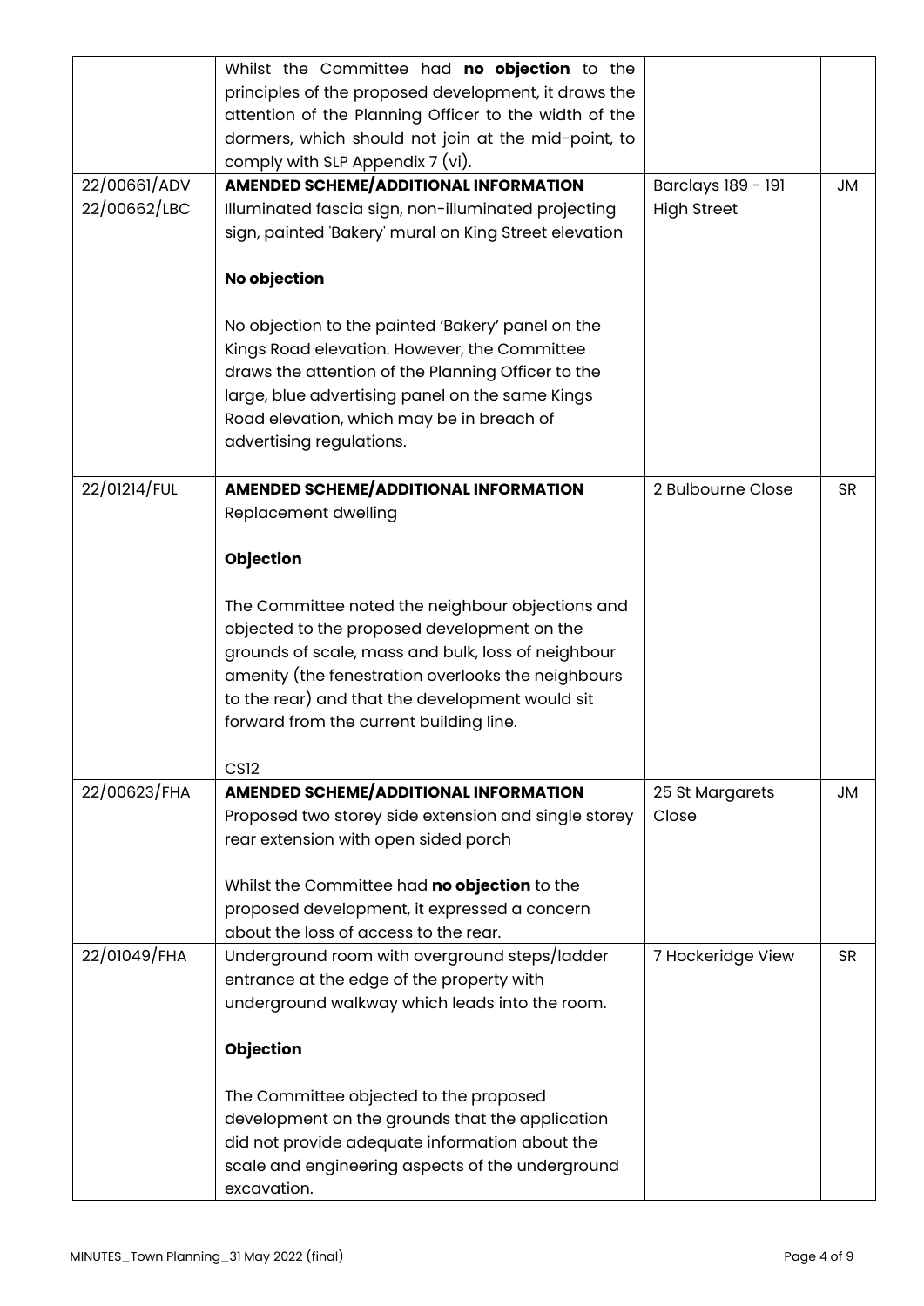| | | | |
|---|---|---|---|
| | Whilst the Committee had **no objection** to the principles of the proposed development, it draws the attention of the Planning Officer to the width of the dormers, which should not join at the mid-point, to comply with SLP Appendix 7 (vi). | | |
| 22/00661/ADV<br>22/00662/LBC | **AMENDED SCHEME/ADDITIONAL INFORMATION**<br>Illuminated fascia sign, non-illuminated projecting sign, painted 'Bakery' mural on King Street elevation<br><br>**No objection**<br><br>No objection to the painted 'Bakery' panel on the Kings Road elevation. However, the Committee draws the attention of the Planning Officer to the large, blue advertising panel on the same Kings Road elevation, which may be in breach of advertising regulations. | Barclays 189 - 191 High Street | JM |
| 22/01214/FUL | **AMENDED SCHEME/ADDITIONAL INFORMATION**<br>Replacement dwelling<br><br>**Objection**<br><br>The Committee noted the neighbour objections and objected to the proposed development on the grounds of scale, mass and bulk, loss of neighbour amenity (the fenestration overlooks the neighbours to the rear) and that the development would sit forward from the current building line.<br><br>CS12 | 2 Bulbourne Close | SR |
| 22/00623/FHA | **AMENDED SCHEME/ADDITIONAL INFORMATION**<br>Proposed two storey side extension and single storey rear extension with open sided porch<br><br>Whilst the Committee had **no objection** to the proposed development, it expressed a concern about the loss of access to the rear. | 25 St Margarets Close | JM |
| 22/01049/FHA | Underground room with overground steps/ladder entrance at the edge of the property with underground walkway which leads into the room.<br><br>**Objection**<br><br>The Committee objected to the proposed development on the grounds that the application did not provide adequate information about the scale and engineering aspects of the underground excavation. | 7 Hockeridge View | SR |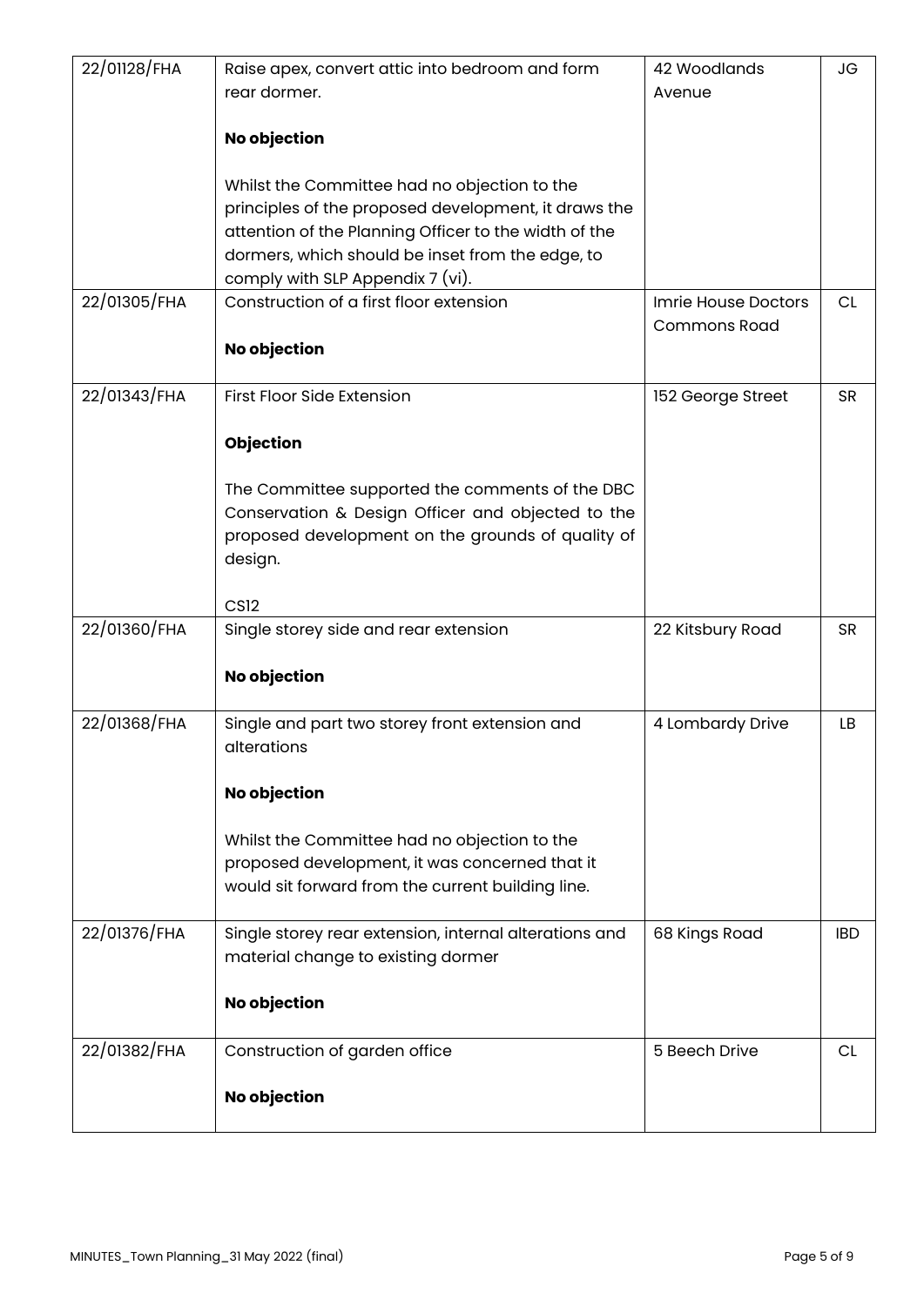| | | | |
|---|---|---|---|
| 22/01128/FHA | Raise apex, convert attic into bedroom and form rear dormer.<br><br>**No objection**<br><br>Whilst the Committee had no objection to the principles of the proposed development, it draws the attention of the Planning Officer to the width of the dormers, which should be inset from the edge, to comply with SLP Appendix 7 (vi). | 42 Woodlands Avenue | JG |
| 22/01305/FHA | Construction of a first floor extension<br><br>**No objection** | Imrie House Doctors Commons Road | CL |
| 22/01343/FHA | First Floor Side Extension<br><br>**Objection**<br><br>The Committee supported the comments of the DBC Conservation & Design Officer and objected to the proposed development on the grounds of quality of design.<br><br>CS12 | 152 George Street | SR |
| 22/01360/FHA | Single storey side and rear extension<br><br>**No objection** | 22 Kitsbury Road | SR |
| 22/01368/FHA | Single and part two storey front extension and alterations<br><br>**No objection**<br><br>Whilst the Committee had no objection to the proposed development, it was concerned that it would sit forward from the current building line. | 4 Lombardy Drive | LB |
| 22/01376/FHA | Single storey rear extension, internal alterations and material change to existing dormer<br><br>**No objection** | 68 Kings Road | IBD |
| 22/01382/FHA | Construction of garden office<br><br>**No objection** | 5 Beech Drive | CL |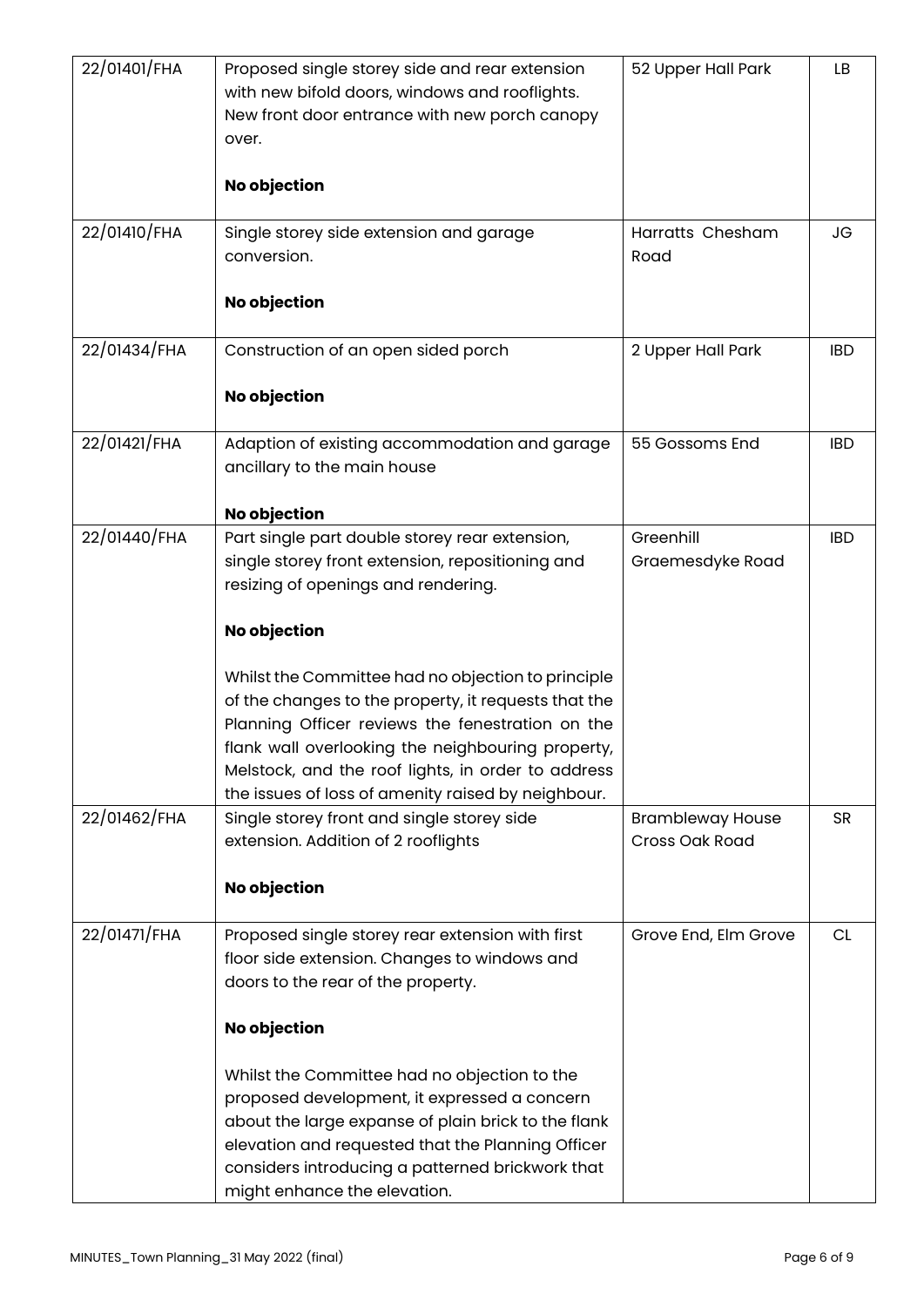| | | | |
|---|---|---|---|
| 22/01401/FHA | Proposed single storey side and rear extension with new bifold doors, windows and rooflights. New front door entrance with new porch canopy over.<br><br>**No objection** | 52 Upper Hall Park | LB |
| 22/01410/FHA | Single storey side extension and garage conversion.<br><br>**No objection** | Harratts Chesham Road | JG |
| 22/01434/FHA | Construction of an open sided porch<br><br>**No objection** | 2 Upper Hall Park | IBD |
| 22/01421/FHA | Adaption of existing accommodation and garage ancillary to the main house<br><br>**No objection** | 55 Gossoms End | IBD |
| 22/01440/FHA | Part single part double storey rear extension, single storey front extension, repositioning and resizing of openings and rendering.<br><br>**No objection**<br><br>Whilst the Committee had no objection to principle of the changes to the property, it requests that the Planning Officer reviews the fenestration on the flank wall overlooking the neighbouring property, Melstock, and the roof lights, in order to address the issues of loss of amenity raised by neighbour. | Greenhill Graemesdyke Road | IBD |
| 22/01462/FHA | Single storey front and single storey side extension. Addition of 2 rooflights<br><br>**No objection** | Brambleway House Cross Oak Road | SR |
| 22/01471/FHA | Proposed single storey rear extension with first floor side extension. Changes to windows and doors to the rear of the property.<br><br>**No objection**<br><br>Whilst the Committee had no objection to the proposed development, it expressed a concern about the large expanse of plain brick to the flank elevation and requested that the Planning Officer considers introducing a patterned brickwork that might enhance the elevation. | Grove End, Elm Grove | CL |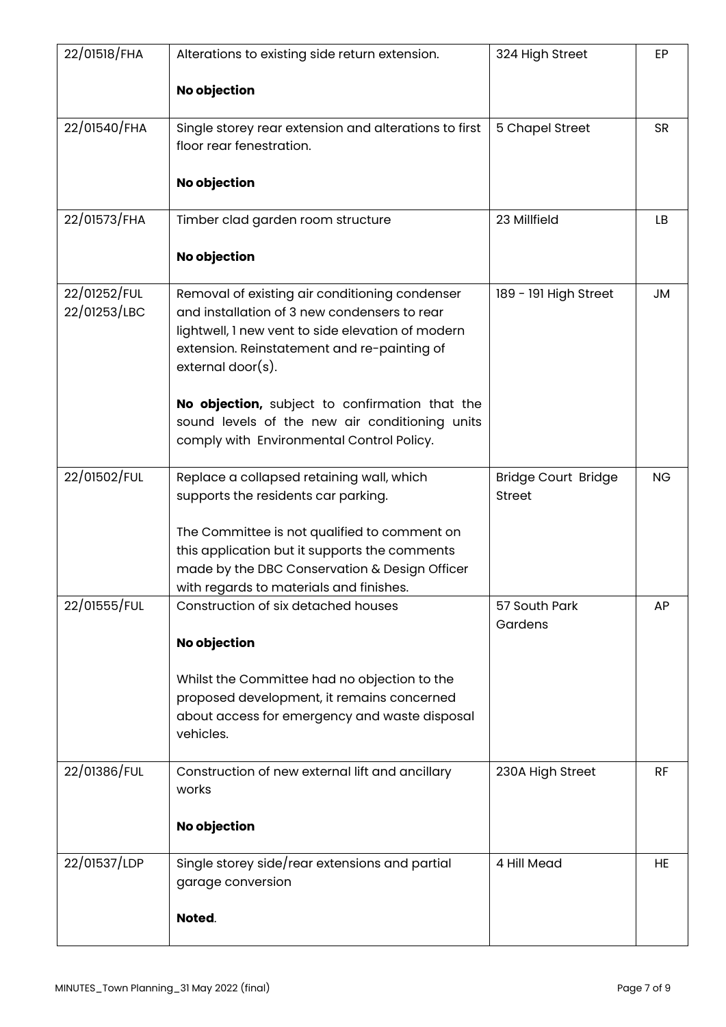| | | | |
|---|---|---|---|
| 22/01518/FHA | Alterations to existing side return extension.<br><br>**No objection** | 324 High Street | EP |
| 22/01540/FHA | Single storey rear extension and alterations to first floor rear fenestration.<br><br>**No objection** | 5 Chapel Street | SR |
| 22/01573/FHA | Timber clad garden room structure<br><br>**No objection** | 23 Millfield | LB |
| 22/01252/FUL<br>22/01253/LBC | Removal of existing air conditioning condenser and installation of 3 new condensers to rear lightwell, 1 new vent to side elevation of modern extension. Reinstatement and re-painting of external door(s).<br><br>**No objection,** subject to confirmation that the sound levels of the new air conditioning units comply with Environmental Control Policy. | 189 - 191 High Street | JM |
| 22/01502/FUL | Replace a collapsed retaining wall, which supports the residents car parking.<br><br>The Committee is not qualified to comment on this application but it supports the comments made by the DBC Conservation & Design Officer with regards to materials and finishes. | Bridge Court Bridge Street | NG |
| 22/01555/FUL | Construction of six detached houses<br><br>**No objection**<br><br>Whilst the Committee had no objection to the proposed development, it remains concerned about access for emergency and waste disposal vehicles. | 57 South Park Gardens | AP |
| 22/01386/FUL | Construction of new external lift and ancillary works<br><br>**No objection** | 230A High Street | RF |
| 22/01537/LDP | Single storey side/rear extensions and partial garage conversion<br><br>**Noted**. | 4 Hill Mead | HE |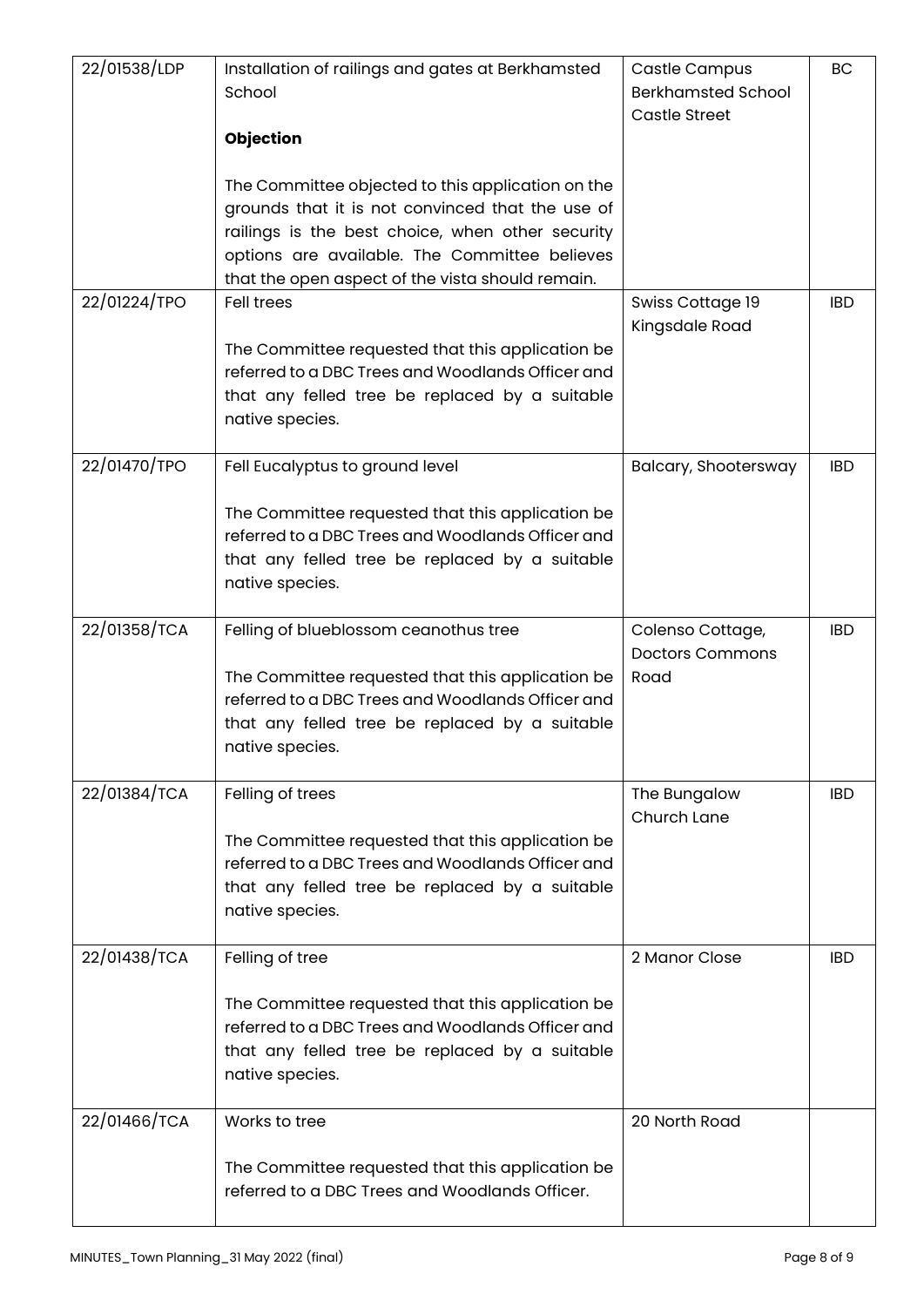| | | | |
|---|---|---|---|
| 22/01538/LDP | Installation of railings and gates at Berkhamsted School<br><br>**Objection**<br><br>The Committee objected to this application on the grounds that it is not convinced that the use of railings is the best choice, when other security options are available. The Committee believes that the open aspect of the vista should remain. | Castle Campus Berkhamsted School Castle Street | BC |
| 22/01224/TPO | Fell trees<br><br>The Committee requested that this application be referred to a DBC Trees and Woodlands Officer and that any felled tree be replaced by a suitable native species. | Swiss Cottage 19 Kingsdale Road | IBD |
| 22/01470/TPO | Fell Eucalyptus to ground level<br><br>The Committee requested that this application be referred to a DBC Trees and Woodlands Officer and that any felled tree be replaced by a suitable native species. | Balcary, Shootersway | IBD |
| 22/01358/TCA | Felling of blueblossom ceanothus tree<br><br>The Committee requested that this application be referred to a DBC Trees and Woodlands Officer and that any felled tree be replaced by a suitable native species. | Colenso Cottage, Doctors Commons Road | IBD |
| 22/01384/TCA | Felling of trees<br><br>The Committee requested that this application be referred to a DBC Trees and Woodlands Officer and that any felled tree be replaced by a suitable native species. | The Bungalow Church Lane | IBD |
| 22/01438/TCA | Felling of tree<br><br>The Committee requested that this application be referred to a DBC Trees and Woodlands Officer and that any felled tree be replaced by a suitable native species. | 2 Manor Close | IBD |
| 22/01466/TCA | Works to tree<br><br>The Committee requested that this application be referred to a DBC Trees and Woodlands Officer. | 20 North Road | |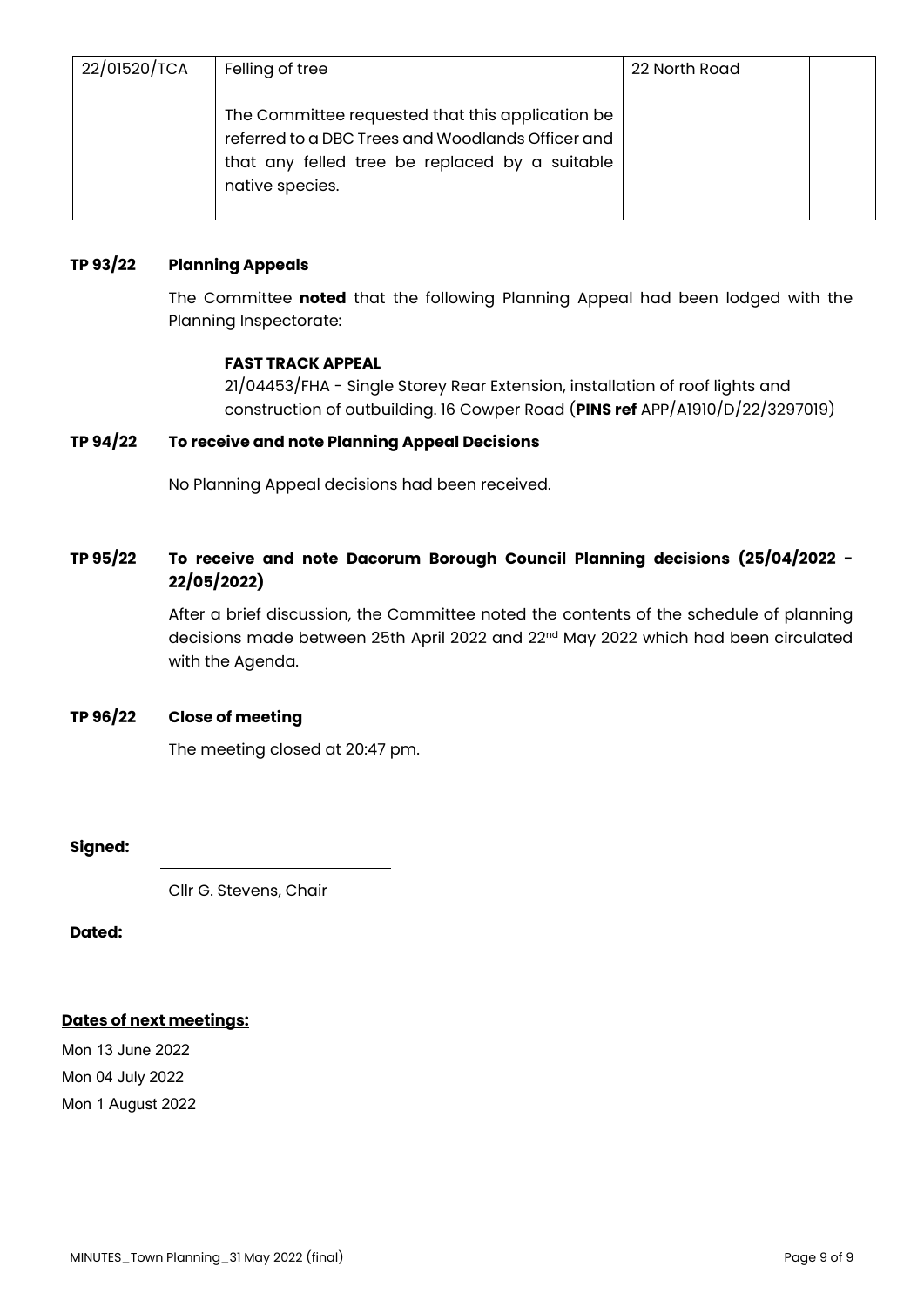| | | | |
|---|---|---|---|
| 22/01520/TCA | Felling of tree<br><br>The Committee requested that this application be referred to a DBC Trees and Woodlands Officer and that any felled tree be replaced by a suitable native species. | 22 North Road | |

**TP 93/22 Planning Appeals**

The Committee **noted** that the following Planning Appeal had been lodged with the Planning Inspectorate:

**FAST TRACK APPEAL**

21/04453/FHA - Single Storey Rear Extension, installation of roof lights and construction of outbuilding. 16 Cowper Road (**PINS ref** APP/A1910/D/22/3297019)

**TP 94/22 To receive and note Planning Appeal Decisions**

No Planning Appeal decisions had been received.

**TP 95/22 To receive and note Dacorum Borough Council Planning decisions (25/04/2022 - 22/05/2022)**

After a brief discussion, the Committee noted the contents of the schedule of planning decisions made between 25th April 2022 and 22nd May 2022 which had been circulated with the Agenda.

**TP 96/22 Close of meeting**

The meeting closed at 20:47 pm.

**Signed:**

Cllr G. Stevens, Chair

**Dated:**

**Dates of next meetings:**

Mon 13 June 2022
Mon 04 July 2022
Mon 1 August 2022